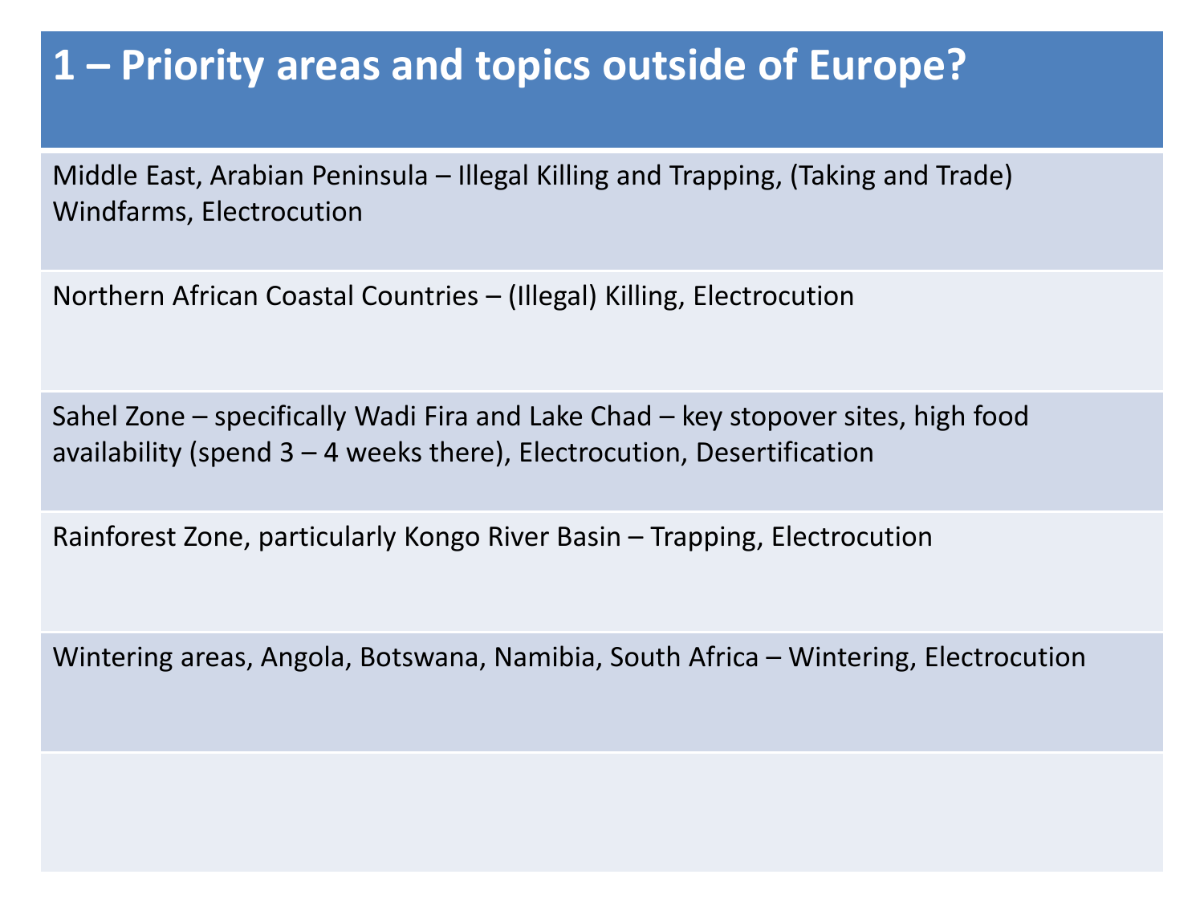# 1 – Priority areas and topics outside of Europe?

| 1 – Priority areas and topics outside of Europe? |
|---|
| Middle East, Arabian Peninsula – Illegal Killing and Trapping, (Taking and Trade) Windfarms, Electrocution |
| Northern African Coastal Countries – (Illegal) Killing, Electrocution |
| Sahel Zone – specifically Wadi Fira and Lake Chad – key stopover sites, high food availability (spend 3 – 4 weeks there), Electrocution, Desertification |
| Rainforest Zone, particularly Kongo River Basin – Trapping, Electrocution |
| Wintering areas, Angola, Botswana, Namibia, South Africa – Wintering, Electrocution |
| |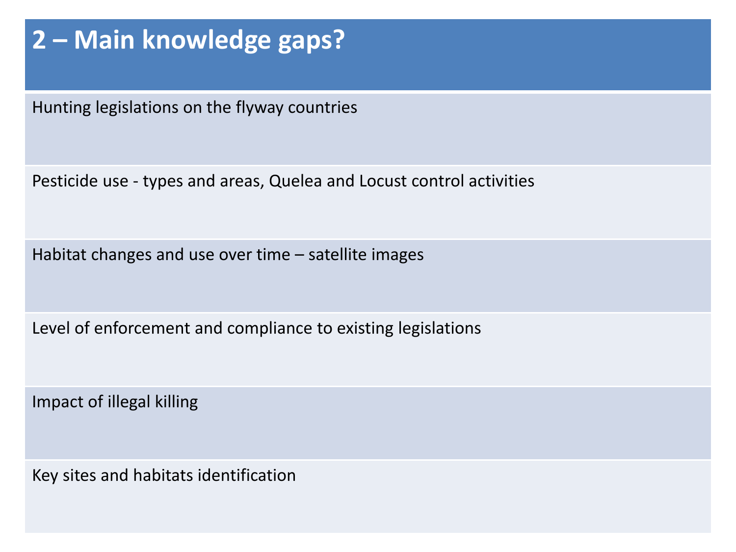## 2 – Main knowledge gaps?

- Hunting legislations on the flyway countries
- Pesticide use - types and areas, Quelea and Locust control activities
- Habitat changes and use over time – satellite images
- Level of enforcement and compliance to existing legislations
- Impact of illegal killing
- Key sites and habitats identification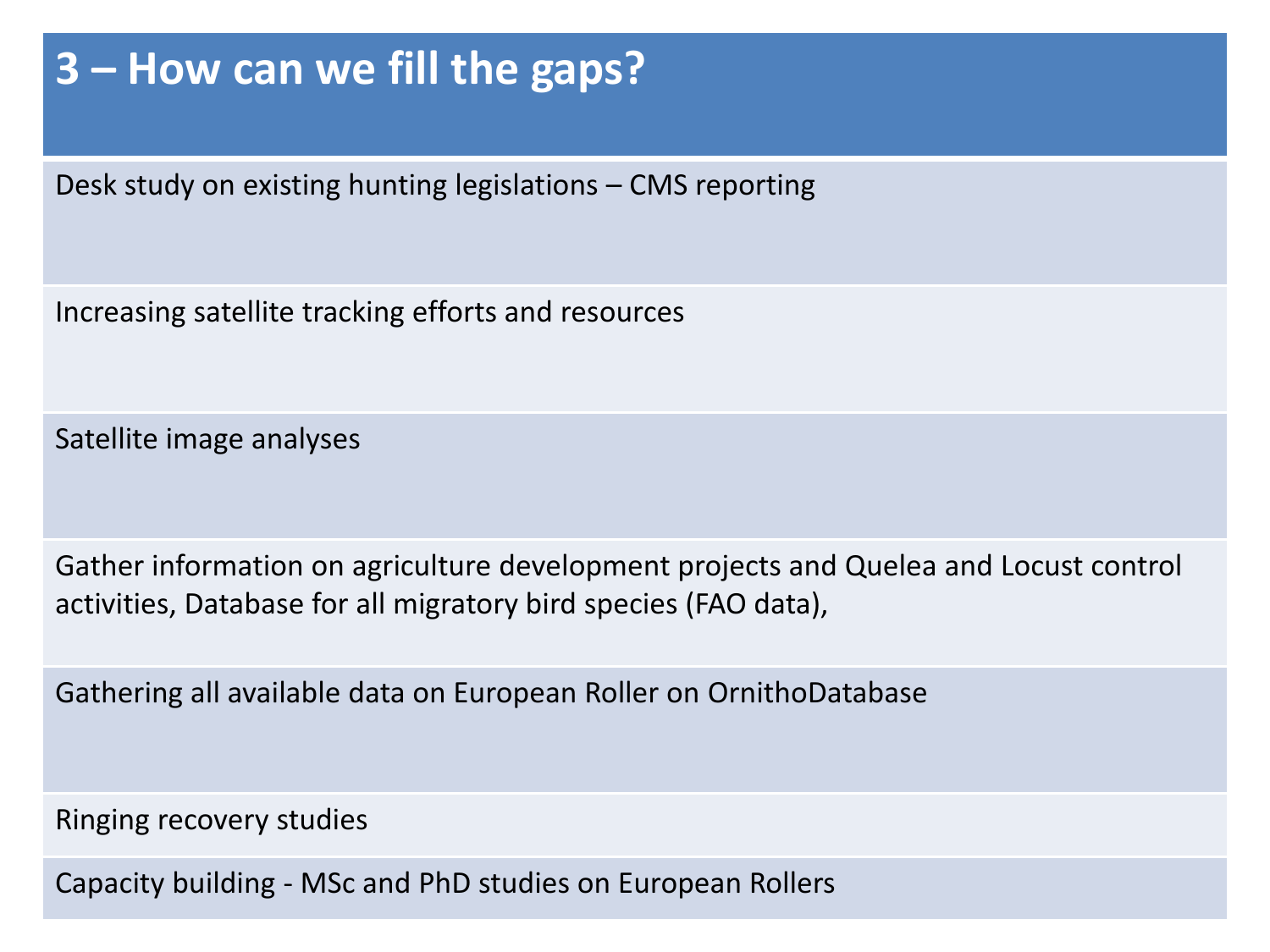| 3 – How can we fill the gaps? |
| --- |
| Desk study on existing hunting legislations – CMS reporting |
| Increasing satellite tracking efforts and resources |
| Satellite image analyses |
| Gather information on agriculture development projects and Quelea and Locust control activities, Database for all migratory bird species (FAO data), |
| Gathering all available data on European Roller on OrnithoDatabase |
| Ringing recovery studies |
| Capacity building - MSc and PhD studies on European Rollers |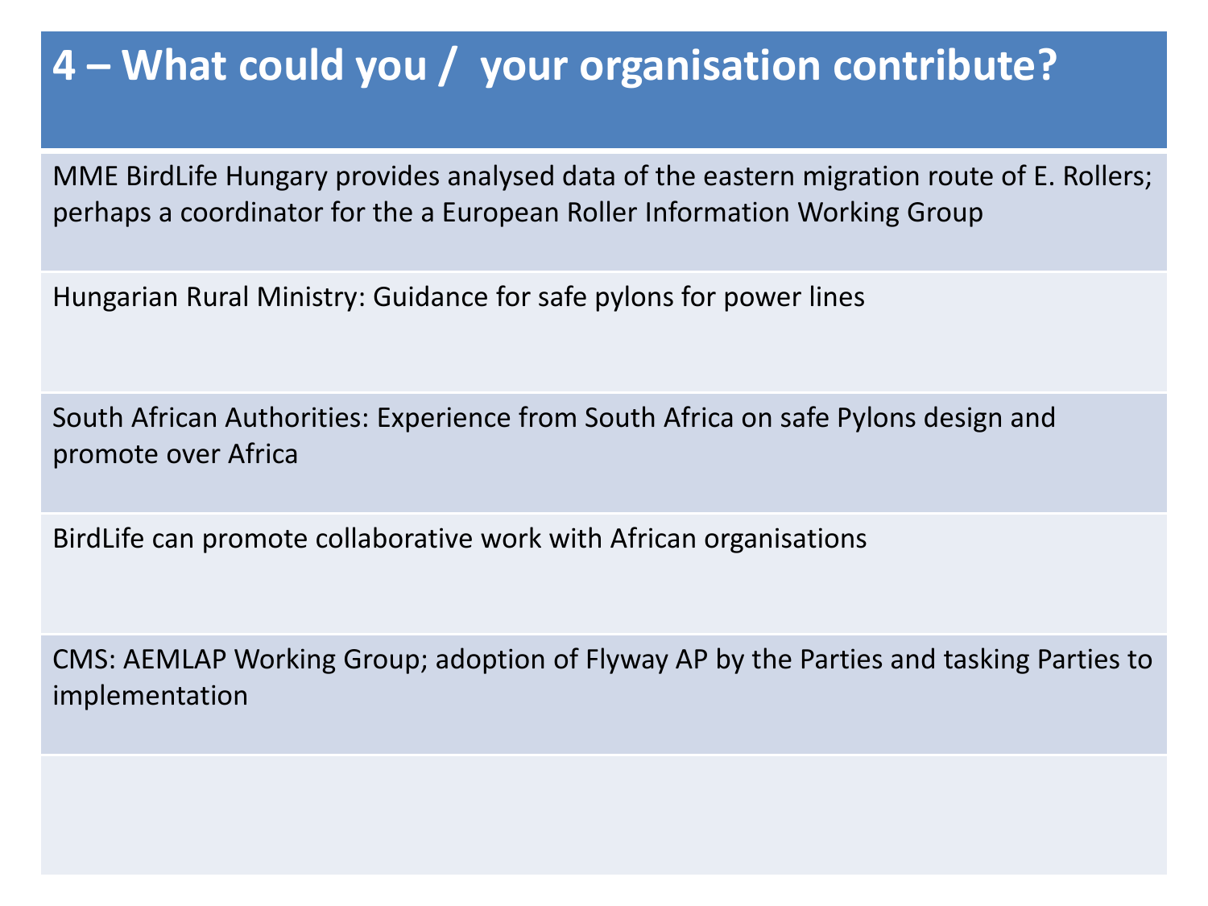# 4 – What could you / your organisation contribute?

| 4 – What could you / your organisation contribute? |
| --- |
| MME BirdLife Hungary provides analysed data of the eastern migration route of E. Rollers; perhaps a coordinator for the a European Roller Information Working Group |
| Hungarian Rural Ministry: Guidance for safe pylons for power lines |
| South African Authorities: Experience from South Africa on safe Pylons design and promote over Africa |
| BirdLife can promote collaborative work with African organisations |
| CMS: AEMLAP Working Group; adoption of Flyway AP by the Parties and tasking Parties to implementation |
| |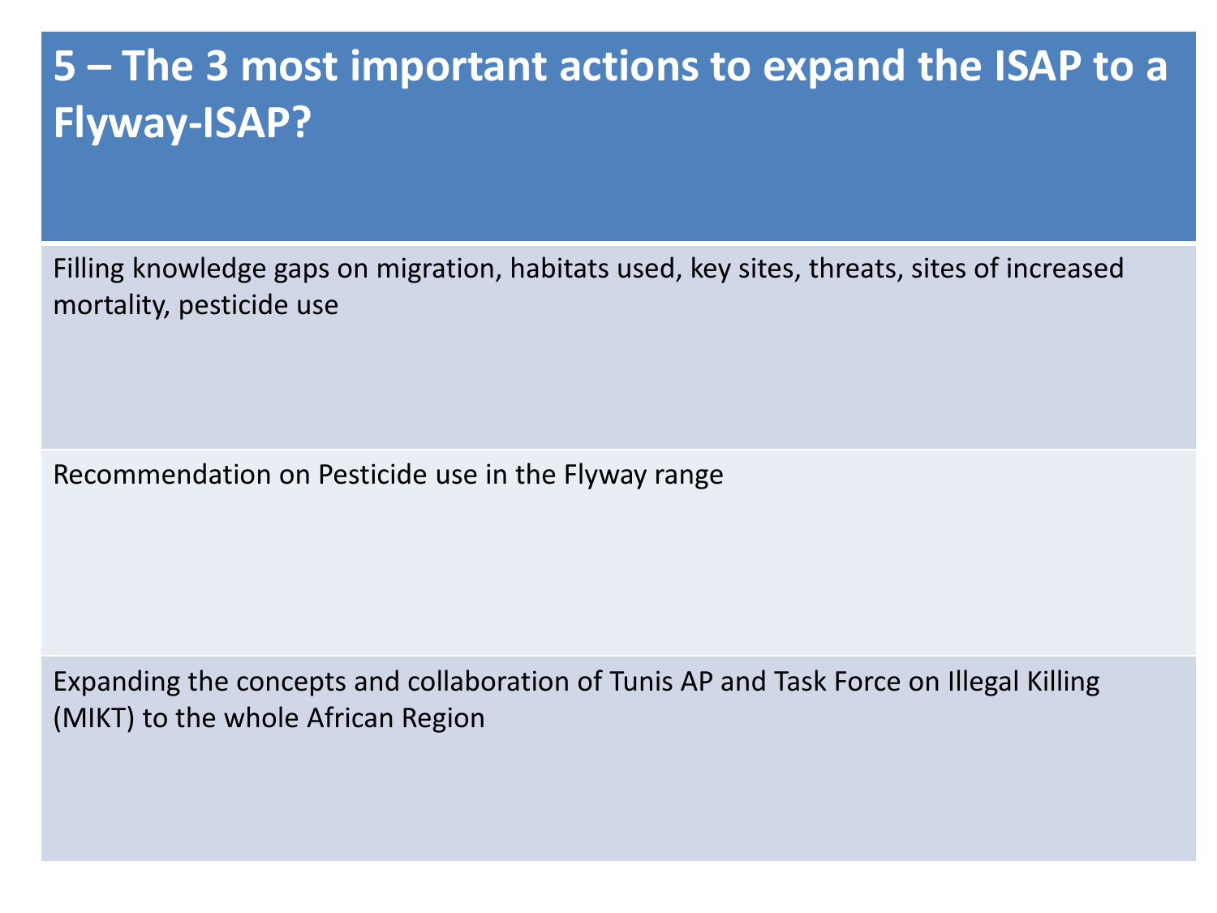# 5 – The 3 most important actions to expand the ISAP to a Flyway-ISAP?

Filling knowledge gaps on migration, habitats used, key sites, threats, sites of increased mortality, pesticide use

Recommendation on Pesticide use in the Flyway range

Expanding the concepts and collaboration of Tunis AP and Task Force on Illegal Killing (MIKT) to the whole African Region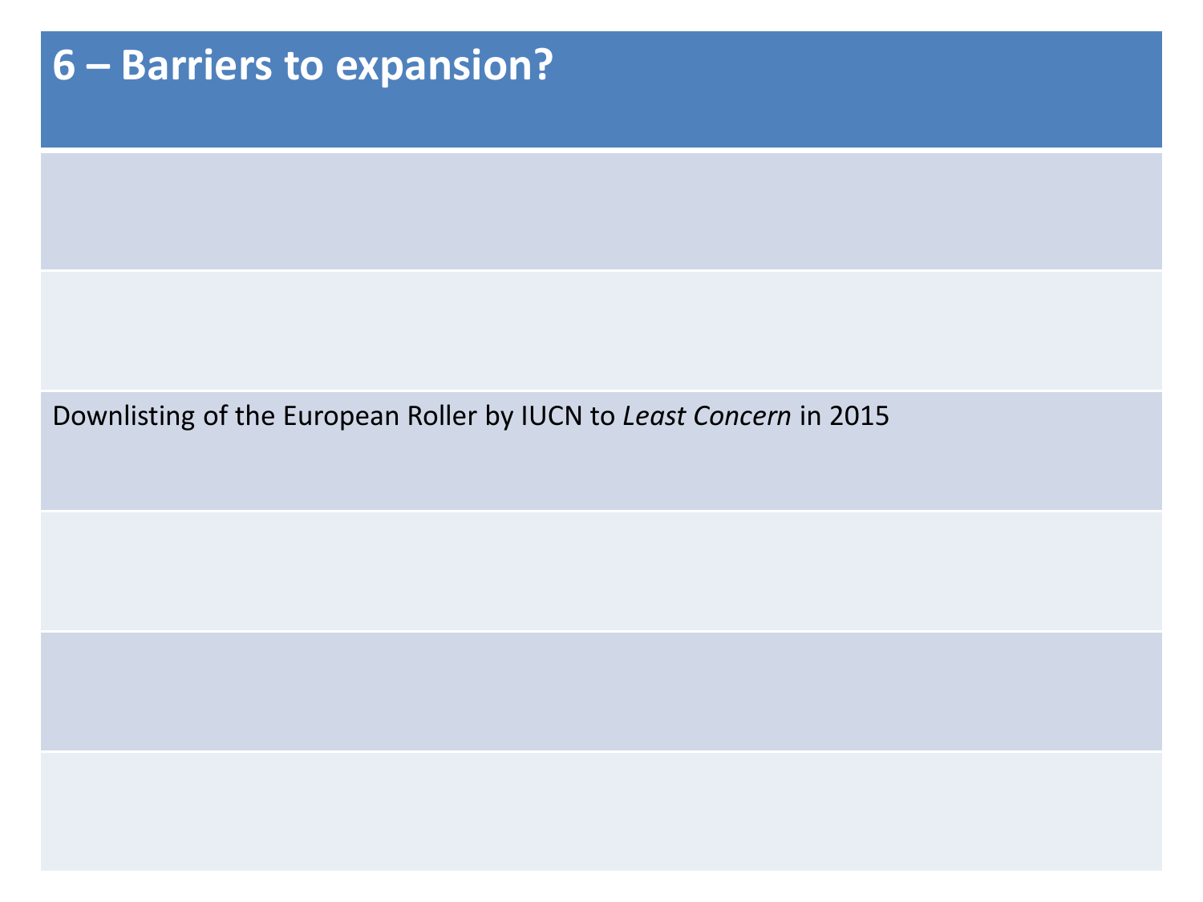# 6 – Barriers to expansion?

Downlisting of the European Roller by IUCN to *Least Concern* in 2015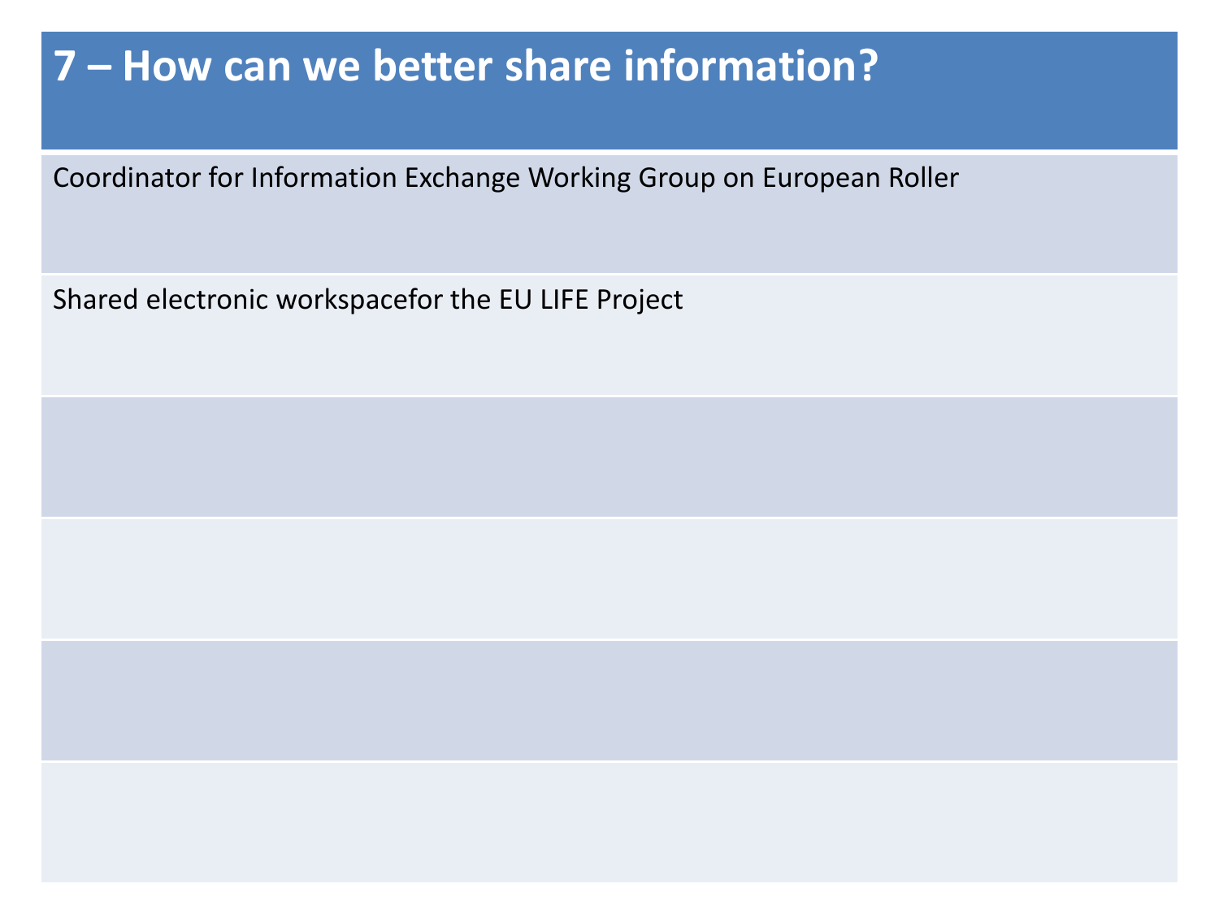# 7 – How can we better share information?

| |
|---|
| Coordinator for Information Exchange Working Group on European Roller |
| Shared electronic workspacefor the EU LIFE Project |
| |
| |
| |
| |